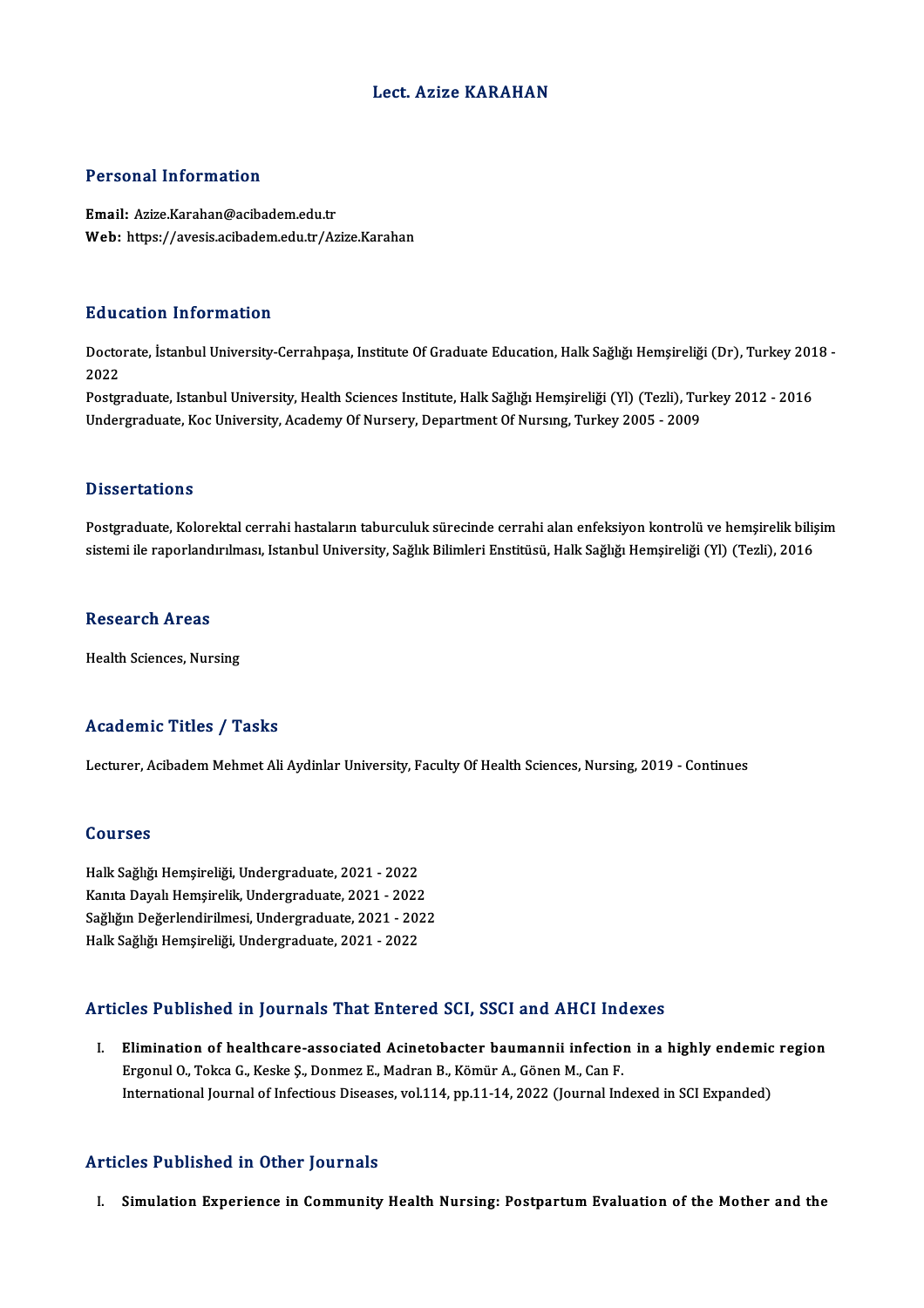# Lect. Azize KARAHAN

## Personal Information

**Email:** Azize.Karahan@acibadem.edu.tr
**Web:** https://avesis.acibadem.edu.tr/Azize.Karahan

## Education Information

Doctorate, İstanbul University-Cerrahpaşa, Institute Of Graduate Education, Halk Sağlığı Hemşireliği (Dr), Turkey 2018 - 2022
Postgraduate, Istanbul University, Health Sciences Institute, Halk Sağlığı Hemşireliği (Yl) (Tezli), Turkey 2012 - 2016
Undergraduate, Koc University, Academy Of Nursery, Department Of Nursıng, Turkey 2005 - 2009

## Dissertations

Postgraduate, Kolorektal cerrahi hastaların taburculuk sürecinde cerrahi alan enfeksiyon kontrolü ve hemşirelik bilişim sistemi ile raporlandırılması, Istanbul University, Sağlık Bilimleri Enstitüsü, Halk Sağlığı Hemşireliği (Yl) (Tezli), 2016

## Research Areas

Health Sciences, Nursing

## Academic Titles / Tasks

Lecturer, Acibadem Mehmet Ali Aydinlar University, Faculty Of Health Sciences, Nursing, 2019 - Continues

## Courses

Halk Sağlığı Hemşireliği, Undergraduate, 2021 - 2022
Kanıta Dayalı Hemşirelik, Undergraduate, 2021 - 2022
Sağlığın Değerlendirilmesi, Undergraduate, 2021 - 2022
Halk Sağlığı Hemşireliği, Undergraduate, 2021 - 2022

## Articles Published in Journals That Entered SCI, SSCI and AHCI Indexes

I. **Elimination of healthcare-associated Acinetobacter baumannii infection in a highly endemic region**
Ergonul O., Tokca G., Keske Ş., Donmez E., Madran B., Kömür A., Gönen M., Can F.
International Journal of Infectious Diseases, vol.114, pp.11-14, 2022 (Journal Indexed in SCI Expanded)

## Articles Published in Other Journals

I. **Simulation Experience in Community Health Nursing: Postpartum Evaluation of the Mother and the**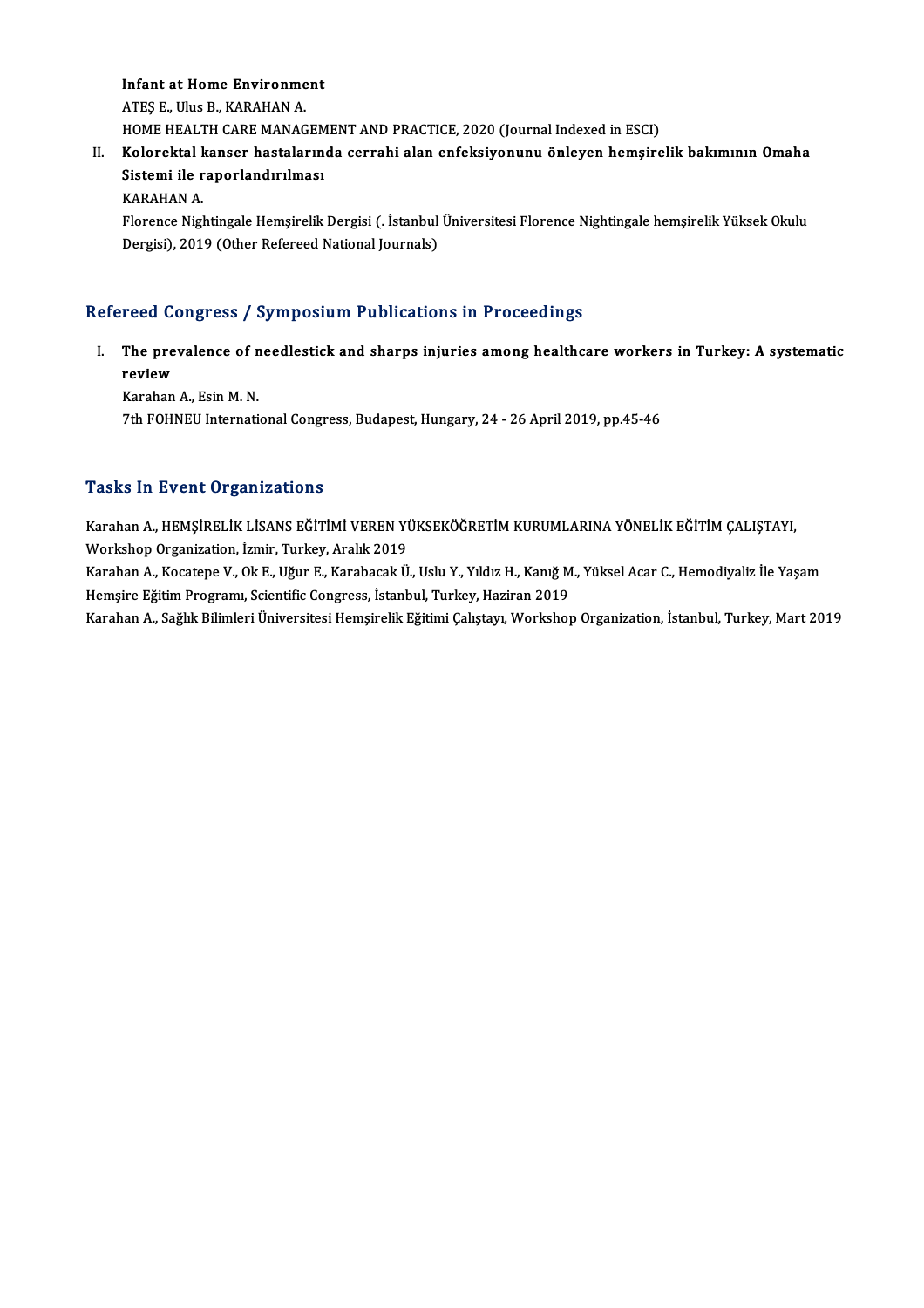**Infant at Home Environment**
ATEŞ E., Ulus B., KARAHAN A.
HOME HEALTH CARE MANAGEMENT AND PRACTICE, 2020 (Journal Indexed in ESCI)

II. **Kolorektal kanser hastalarında cerrahi alan enfeksiyonunu önleyen hemşirelik bakımının Omaha Sistemi ile raporlandırılması**
KARAHAN A.
Florence Nightingale Hemşirelik Dergisi (. İstanbul Üniversitesi Florence Nightingale hemşirelik Yüksek Okulu Dergisi), 2019 (Other Refereed National Journals)

## Refereed Congress / Symposium Publications in Proceedings

I. **The prevalence of needlestick and sharps injuries among healthcare workers in Turkey: A systematic review**
Karahan A., Esin M. N.
7th FOHNEU International Congress, Budapest, Hungary, 24 - 26 April 2019, pp.45-46

## Tasks In Event Organizations

Karahan A., HEMŞİRELİK LİSANS EĞİTİMİ VEREN YÜKSEKÖĞRETİM KURUMLARINA YÖNELİK EĞİTİM ÇALIŞTAYI, Workshop Organization, İzmir, Turkey, Aralık 2019

Karahan A., Kocatepe V., Ok E., Uğur E., Karabacak Ü., Uslu Y., Yıldız H., Kanığ M., Yüksel Acar C., Hemodiyaliz İle Yaşam Hemşire Eğitim Programı, Scientific Congress, İstanbul, Turkey, Haziran 2019

Karahan A., Sağlık Bilimleri Üniversitesi Hemşirelik Eğitimi Çalıştayı, Workshop Organization, İstanbul, Turkey, Mart 2019